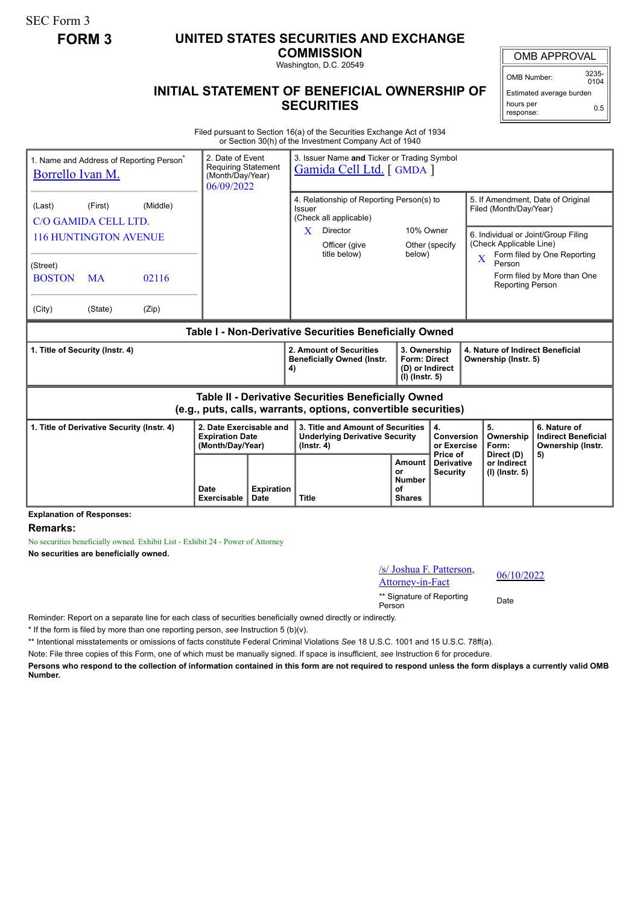SEC Form 3

**FORM 3**

# UNITED STATES SECURITIES AND EXCHANGE COMMISSION

Washington, D.C. 20549

## INITIAL STATEMENT OF BENEFICIAL OWNERSHIP OF SECURITIES

| OMB APPROVAL | |
|---|---|
| OMB Number: | 3235-0104 |
| Estimated average burden hours per response: | 0.5 |

Filed pursuant to Section 16(a) of the Securities Exchange Act of 1934 or Section 30(h) of the Investment Company Act of 1940

| 1. Name and Address of Reporting Person* | 2. Date of Event Requiring Statement (Month/Day/Year) | 3. Issuer Name and Ticker or Trading Symbol |
|---|---|---|
| Borrello Ivan M. | 06/09/2022 | Gamida Cell Ltd. [ GMDA ] |
| (Last) (First) (Middle) C/O GAMIDA CELL LTD. 116 HUNTINGTON AVENUE | | 4. Relationship of Reporting Person(s) to Issuer (Check all applicable): X Director; 10% Owner; Officer (give title below); Other (specify below) |
| (Street) BOSTON MA 02116 | | 5. If Amendment, Date of Original Filed (Month/Day/Year) |
| (City) (State) (Zip) | | 6. Individual or Joint/Group Filing (Check Applicable Line): X Form filed by One Reporting Person; Form filed by More than One Reporting Person |

**Table I - Non-Derivative Securities Beneficially Owned**

| 1. Title of Security (Instr. 4) | 2. Amount of Securities Beneficially Owned (Instr. 4) | 3. Ownership Form: Direct (D) or Indirect (I) (Instr. 5) | 4. Nature of Indirect Beneficial Ownership (Instr. 5) |
|---|---|---|---|

**Table II - Derivative Securities Beneficially Owned (e.g., puts, calls, warrants, options, convertible securities)**

| 1. Title of Derivative Security (Instr. 4) | 2. Date Exercisable and Expiration Date (Month/Day/Year) | | 3. Title and Amount of Securities Underlying Derivative Security (Instr. 4) | | 4. Conversion or Exercise Price of Derivative Security | 5. Ownership Form: Direct (D) or Indirect (I) (Instr. 5) | 6. Nature of Indirect Beneficial Ownership (Instr. 5) |
|---|---|---|---|---|---|---|---|
| | Date Exercisable | Expiration Date | Title | Amount or Number of Shares | | | |

**Explanation of Responses:**

**Remarks:**

No securities beneficially owned. Exhibit List - Exhibit 24 - Power of Attorney

**No securities are beneficially owned.**

| /s/ Joshua F. Patterson, Attorney-in-Fact | 06/10/2022 |
|---|---|
| ** Signature of Reporting Person | Date |

Reminder: Report on a separate line for each class of securities beneficially owned directly or indirectly.

\* If the form is filed by more than one reporting person, *see* Instruction 5 (b)(v).

\*\* Intentional misstatements or omissions of facts constitute Federal Criminal Violations *See* 18 U.S.C. 1001 and 15 U.S.C. 78ff(a).

Note: File three copies of this Form, one of which must be manually signed. If space is insufficient, *see* Instruction 6 for procedure.

**Persons who respond to the collection of information contained in this form are not required to respond unless the form displays a currently valid OMB Number.**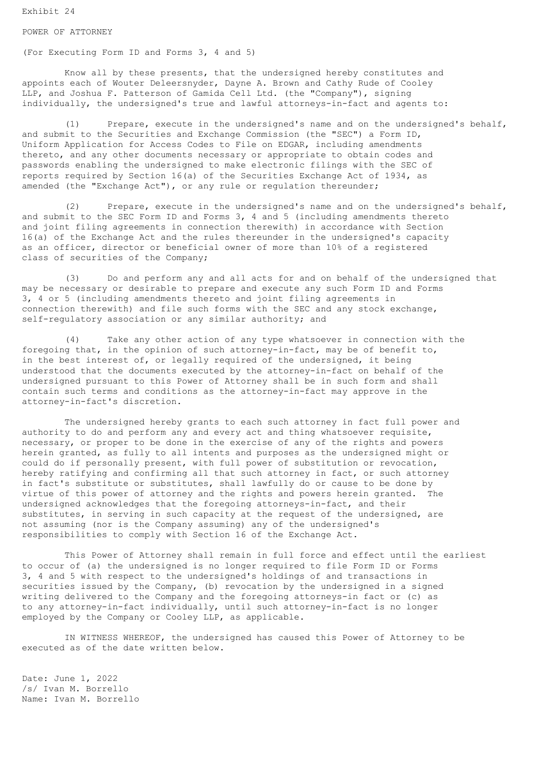Exhibit 24

POWER OF ATTORNEY

(For Executing Form ID and Forms 3, 4 and 5)

Know all by these presents, that the undersigned hereby constitutes and appoints each of Wouter Deleersnyder, Dayne A. Brown and Cathy Rude of Cooley LLP, and Joshua F. Patterson of Gamida Cell Ltd. (the "Company"), signing individually, the undersigned's true and lawful attorneys-in-fact and agents to:

(1) Prepare, execute in the undersigned's name and on the undersigned's behalf, and submit to the Securities and Exchange Commission (the "SEC") a Form ID, Uniform Application for Access Codes to File on EDGAR, including amendments thereto, and any other documents necessary or appropriate to obtain codes and passwords enabling the undersigned to make electronic filings with the SEC of reports required by Section 16(a) of the Securities Exchange Act of 1934, as amended (the "Exchange Act"), or any rule or regulation thereunder;

(2) Prepare, execute in the undersigned's name and on the undersigned's behalf, and submit to the SEC Form ID and Forms 3, 4 and 5 (including amendments thereto and joint filing agreements in connection therewith) in accordance with Section 16(a) of the Exchange Act and the rules thereunder in the undersigned's capacity as an officer, director or beneficial owner of more than 10% of a registered class of securities of the Company;

(3) Do and perform any and all acts for and on behalf of the undersigned that may be necessary or desirable to prepare and execute any such Form ID and Forms 3, 4 or 5 (including amendments thereto and joint filing agreements in connection therewith) and file such forms with the SEC and any stock exchange, self-regulatory association or any similar authority; and

(4) Take any other action of any type whatsoever in connection with the foregoing that, in the opinion of such attorney-in-fact, may be of benefit to, in the best interest of, or legally required of the undersigned, it being understood that the documents executed by the attorney-in-fact on behalf of the undersigned pursuant to this Power of Attorney shall be in such form and shall contain such terms and conditions as the attorney-in-fact may approve in the attorney-in-fact's discretion.

The undersigned hereby grants to each such attorney in fact full power and authority to do and perform any and every act and thing whatsoever requisite, necessary, or proper to be done in the exercise of any of the rights and powers herein granted, as fully to all intents and purposes as the undersigned might or could do if personally present, with full power of substitution or revocation, hereby ratifying and confirming all that such attorney in fact, or such attorney in fact's substitute or substitutes, shall lawfully do or cause to be done by virtue of this power of attorney and the rights and powers herein granted. The undersigned acknowledges that the foregoing attorneys-in-fact, and their substitutes, in serving in such capacity at the request of the undersigned, are not assuming (nor is the Company assuming) any of the undersigned's responsibilities to comply with Section 16 of the Exchange Act.

This Power of Attorney shall remain in full force and effect until the earliest to occur of (a) the undersigned is no longer required to file Form ID or Forms 3, 4 and 5 with respect to the undersigned's holdings of and transactions in securities issued by the Company, (b) revocation by the undersigned in a signed writing delivered to the Company and the foregoing attorneys-in fact or (c) as to any attorney-in-fact individually, until such attorney-in-fact is no longer employed by the Company or Cooley LLP, as applicable.

IN WITNESS WHEREOF, the undersigned has caused this Power of Attorney to be executed as of the date written below.

Date: June 1, 2022
/s/ Ivan M. Borrello
Name: Ivan M. Borrello